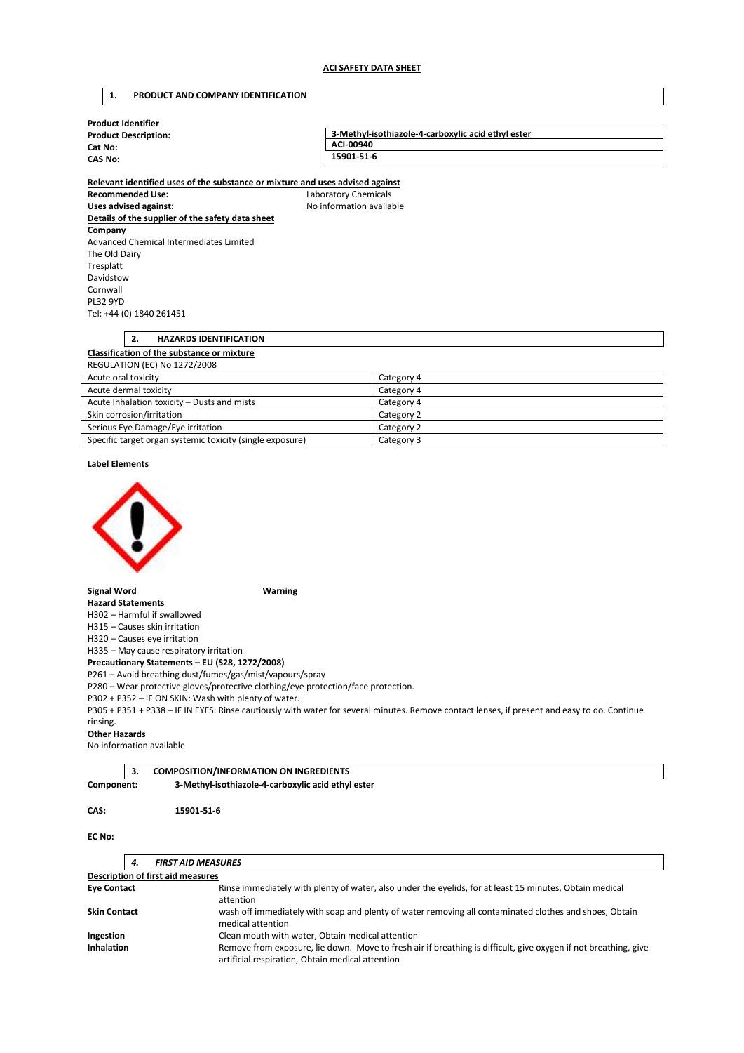**ACI SAFETY DATA SHEET**

## 1. PRODUCT AND COMPANY IDENTIFICATION

**Product Identifier**

| | |
|---|---|
| **Product Description:** | **3-Methyl-isothiazole-4-carboxylic acid ethyl ester** |
| **Cat No:** | **ACI-00940** |
| **CAS No:** | **15901-51-6** |

**Relevant identified uses of the substance or mixture and uses advised against**

**Recommended Use:** Laboratory Chemicals
**Uses advised against:** No information available

**Details of the supplier of the safety data sheet**

**Company**
Advanced Chemical Intermediates Limited
The Old Dairy
Tresplatt
Davidstow
Cornwall
PL32 9YD
Tel: +44 (0) 1840 261451

## 2. HAZARDS IDENTIFICATION

**Classification of the substance or mixture**

REGULATION (EC) No 1272/2008

| | |
|---|---|
| Acute oral toxicity | Category 4 |
| Acute dermal toxicity | Category 4 |
| Acute Inhalation toxicity – Dusts and mists | Category 4 |
| Skin corrosion/irritation | Category 2 |
| Serious Eye Damage/Eye irritation | Category 2 |
| Specific target organ systemic toxicity (single exposure) | Category 3 |

**Label Elements**

**Signal Word** **Warning**

**Hazard Statements**

H302 – Harmful if swallowed
H315 – Causes skin irritation
H320 – Causes eye irritation
H335 – May cause respiratory irritation

**Precautionary Statements – EU (S28, 1272/2008)**

P261 – Avoid breathing dust/fumes/gas/mist/vapours/spray
P280 – Wear protective gloves/protective clothing/eye protection/face protection.
P302 + P352 – IF ON SKIN: Wash with plenty of water.
P305 + P351 + P338 – IF IN EYES: Rinse cautiously with water for several minutes. Remove contact lenses, if present and easy to do. Continue rinsing.

**Other Hazards**

No information available

## 3. COMPOSITION/INFORMATION ON INGREDIENTS

**Component:** **3-Methyl-isothiazole-4-carboxylic acid ethyl ester**

**CAS:** **15901-51-6**

**EC No:**

## *4. FIRST AID MEASURES*

**Description of first aid measures**

| | |
|---|---|
| **Eye Contact** | Rinse immediately with plenty of water, also under the eyelids, for at least 15 minutes, Obtain medical attention |
| **Skin Contact** | wash off immediately with soap and plenty of water removing all contaminated clothes and shoes, Obtain medical attention |
| **Ingestion** | Clean mouth with water, Obtain medical attention |
| **Inhalation** | Remove from exposure, lie down. Move to fresh air if breathing is difficult, give oxygen if not breathing, give artificial respiration, Obtain medical attention |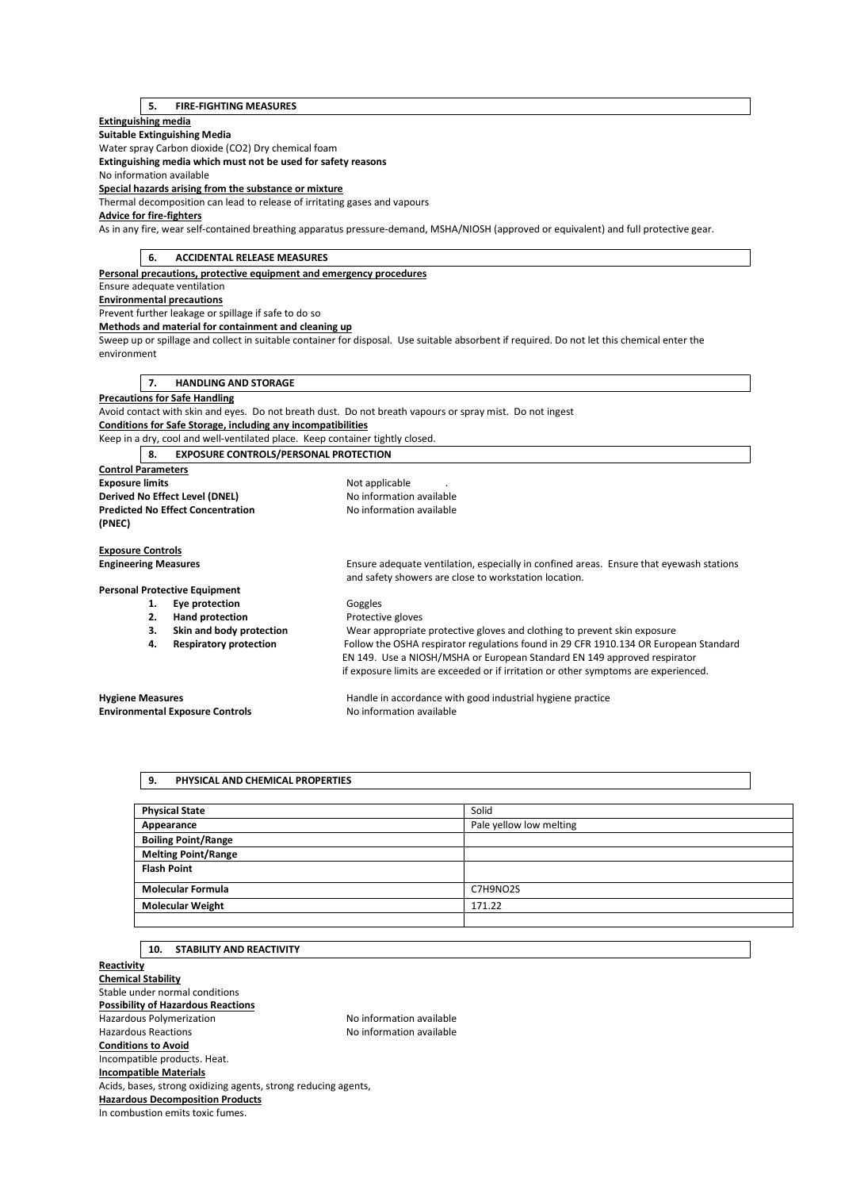## 5. FIRE-FIGHTING MEASURES

**Extinguishing media**

**Suitable Extinguishing Media**

Water spray Carbon dioxide ($CO_2$) Dry chemical foam

**Extinguishing media which must not be used for safety reasons**

No information available

**Special hazards arising from the substance or mixture**

Thermal decomposition can lead to release of irritating gases and vapours

**Advice for fire-fighters**

As in any fire, wear self-contained breathing apparatus pressure-demand, MSHA/NIOSH (approved or equivalent) and full protective gear.

## 6. ACCIDENTAL RELEASE MEASURES

**Personal precautions, protective equipment and emergency procedures**

Ensure adequate ventilation

**Environmental precautions**

Prevent further leakage or spillage if safe to do so

**Methods and material for containment and cleaning up**

Sweep up or spillage and collect in suitable container for disposal. Use suitable absorbent if required. Do not let this chemical enter the environment

## 7. HANDLING AND STORAGE

**Precautions for Safe Handling**

Avoid contact with skin and eyes. Do not breath dust. Do not breath vapours or spray mist. Do not ingest

**Conditions for Safe Storage, including any incompatibilities**

Keep in a dry, cool and well-ventilated place. Keep container tightly closed.

## 8. EXPOSURE CONTROLS/PERSONAL PROTECTION

**Control Parameters**

**Exposure limits** — Not applicable .

**Derived No Effect Level (DNEL)** — No information available

**Predicted No Effect Concentration (PNEC)** — No information available

**Exposure Controls**

**Engineering Measures** — Ensure adequate ventilation, especially in confined areas. Ensure that eyewash stations and safety showers are close to workstation location.

**Personal Protective Equipment**

1. **Eye protection** — Goggles
2. **Hand protection** — Protective gloves
3. **Skin and body protection** — Wear appropriate protective gloves and clothing to prevent skin exposure
4. **Respiratory protection** — Follow the OSHA respirator regulations found in 29 CFR 1910.134 OR European Standard EN 149. Use a NIOSH/MSHA or European Standard EN 149 approved respirator if exposure limits are exceeded or if irritation or other symptoms are experienced.

**Hygiene Measures** — Handle in accordance with good industrial hygiene practice

**Environmental Exposure Controls** — No information available

## 9. PHYSICAL AND CHEMICAL PROPERTIES

| Property | Value |
|---|---|
| **Physical State** | Solid |
| **Appearance** | Pale yellow low melting |
| **Boiling Point/Range** | |
| **Melting Point/Range** | |
| **Flash Point** | |
| **Molecular Formula** | $C_7H_9NO_2S$ |
| **Molecular Weight** | 171.22 |

## 10. STABILITY AND REACTIVITY

**Reactivity**

**Chemical Stability**

Stable under normal conditions

**Possibility of Hazardous Reactions**

Hazardous Polymerization — No information available

Hazardous Reactions — No information available

**Conditions to Avoid**

Incompatible products. Heat.

**Incompatible Materials**

Acids, bases, strong oxidizing agents, strong reducing agents,

**Hazardous Decomposition Products**

In combustion emits toxic fumes.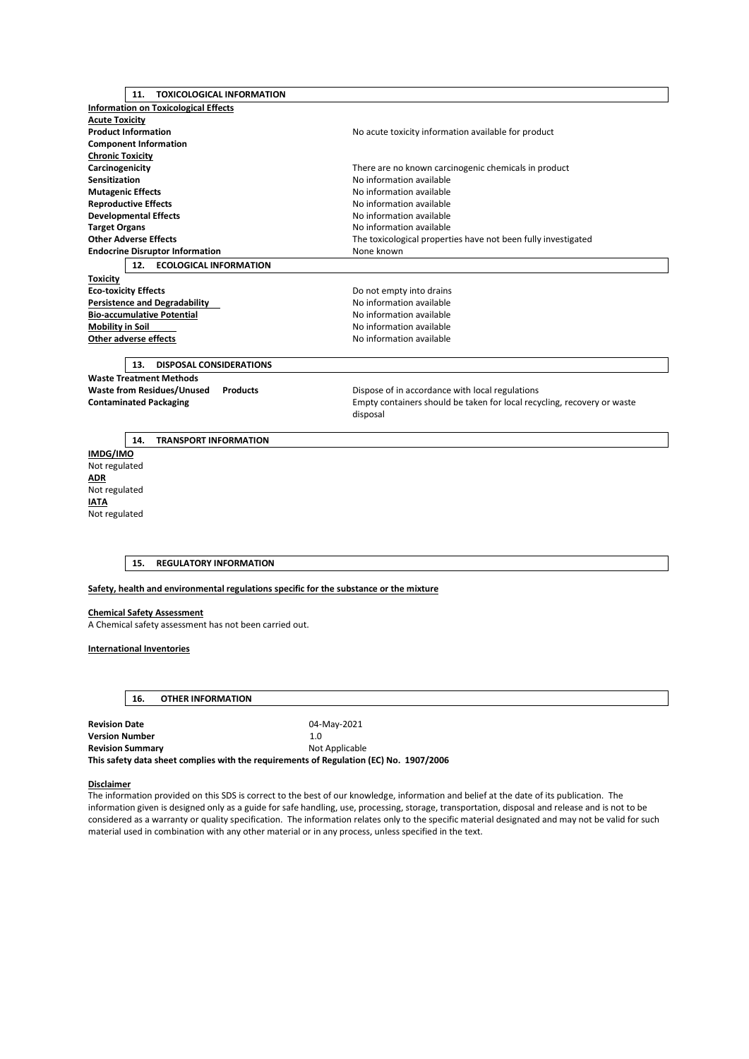## 11. TOXICOLOGICAL INFORMATION

**Information on Toxicological Effects**

**Acute Toxicity**

| | |
|---|---|
| **Product Information** | No acute toxicity information available for product |
| **Component Information** | |

**Chronic Toxicity**

| | |
|---|---|
| **Carcinogenicity** | There are no known carcinogenic chemicals in product |
| **Sensitization** | No information available |
| **Mutagenic Effects** | No information available |
| **Reproductive Effects** | No information available |
| **Developmental Effects** | No information available |
| **Target Organs** | No information available |
| **Other Adverse Effects** | The toxicological properties have not been fully investigated |
| **Endocrine Disruptor Information** | None known |

## 12. ECOLOGICAL INFORMATION

**Toxicity**

| | |
|---|---|
| **Eco-toxicity Effects** | Do not empty into drains |
| **Persistence and Degradability** | No information available |
| **Bio-accumulative Potential** | No information available |
| **Mobility in Soil** | No information available |
| **Other adverse effects** | No information available |

## 13. DISPOSAL CONSIDERATIONS

**Waste Treatment Methods**

| | |
|---|---|
| **Waste from Residues/Unused Products** | Dispose of in accordance with local regulations |
| **Contaminated Packaging** | Empty containers should be taken for local recycling, recovery or waste disposal |

## 14. TRANSPORT INFORMATION

**IMDG/IMO**

Not regulated

**ADR**

Not regulated

**IATA**

Not regulated

## 15. REGULATORY INFORMATION

**Safety, health and environmental regulations specific for the substance or the mixture**

**Chemical Safety Assessment**

A Chemical safety assessment has not been carried out.

**International Inventories**

## 16. OTHER INFORMATION

| | |
|---|---|
| **Revision Date** | 04-May-2021 |
| **Version Number** | 1.0 |
| **Revision Summary** | Not Applicable |

**This safety data sheet complies with the requirements of Regulation (EC) No. 1907/2006**

**Disclaimer**

The information provided on this SDS is correct to the best of our knowledge, information and belief at the date of its publication. The information given is designed only as a guide for safe handling, use, processing, storage, transportation, disposal and release and is not to be considered as a warranty or quality specification. The information relates only to the specific material designated and may not be valid for such material used in combination with any other material or in any process, unless specified in the text.